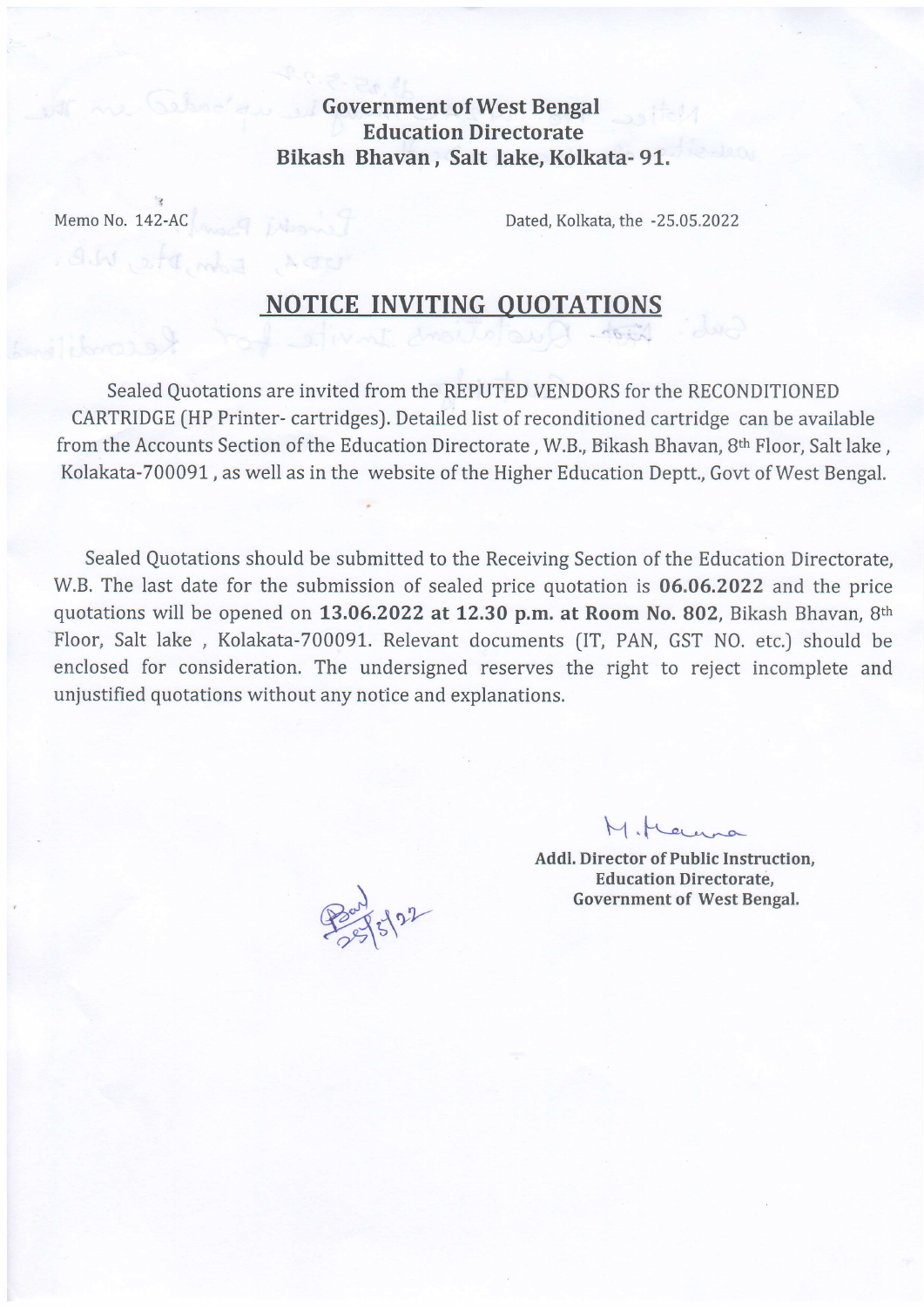**Government of West Bengal**
**Education Directorate**
**Bikash Bhavan , Salt lake, Kolkata- 91.**

Memo No. 142-AC Dated, Kolkata, the -25.05.2022

## NOTICE INVITING QUOTATIONS

Sealed Quotations are invited from the REPUTED VENDORS for the RECONDITIONED CARTRIDGE (HP Printer- cartridges). Detailed list of reconditioned cartridge can be available from the Accounts Section of the Education Directorate , W.B., Bikash Bhavan, 8th Floor, Salt lake , Kolakata-700091 , as well as in the website of the Higher Education Deptt., Govt of West Bengal.

Sealed Quotations should be submitted to the Receiving Section of the Education Directorate, W.B. The last date for the submission of sealed price quotation is **06.06.2022** and the price quotations will be opened on **13.06.2022 at 12.30 p.m. at Room No. 802**, Bikash Bhavan, 8th Floor, Salt lake , Kolakata-700091. Relevant documents (IT, PAN, GST NO. etc.) should be enclosed for consideration. The undersigned reserves the right to reject incomplete and unjustified quotations without any notice and explanations.

M. Hanna

**Addl. Director of Public Instruction,**
**Education Directorate,**
**Government of West Bengal.**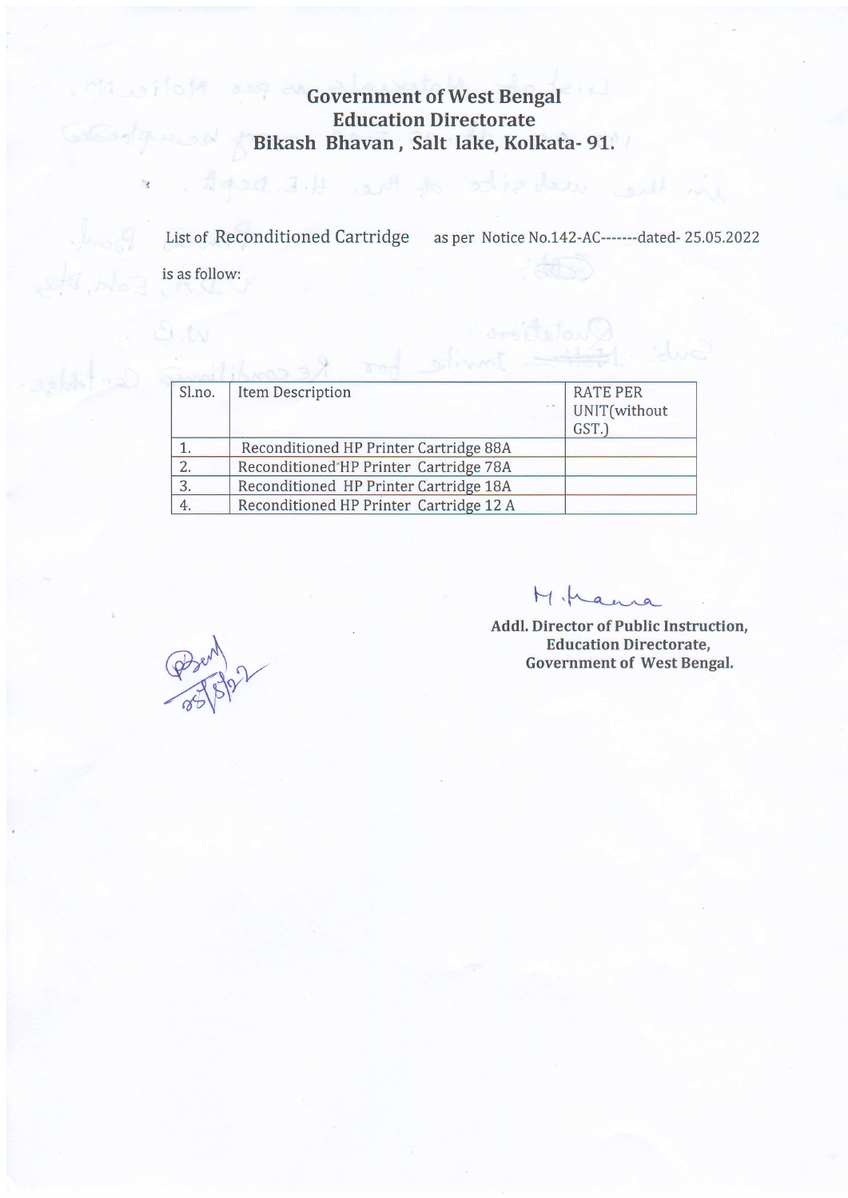# Government of West Bengal
## Education Directorate
### Bikash Bhavan , Salt lake, Kolkata- 91.

List of Reconditioned Cartridge as per Notice No.142-AC-------dated- 25.05.2022 is as follow:

| Sl.no. | Item Description | RATE PER UNIT(without GST.) |
|---|---|---|
| 1. | Reconditioned HP Printer Cartridge 88A | |
| 2. | Reconditioned HP Printer Cartridge 78A | |
| 3. | Reconditioned HP Printer Cartridge 18A | |
| 4. | Reconditioned HP Printer Cartridge 12 A | |

M. Manna

**Addl. Director of Public Instruction,**
**Education Directorate,**
**Government of West Bengal.**

25/5/22